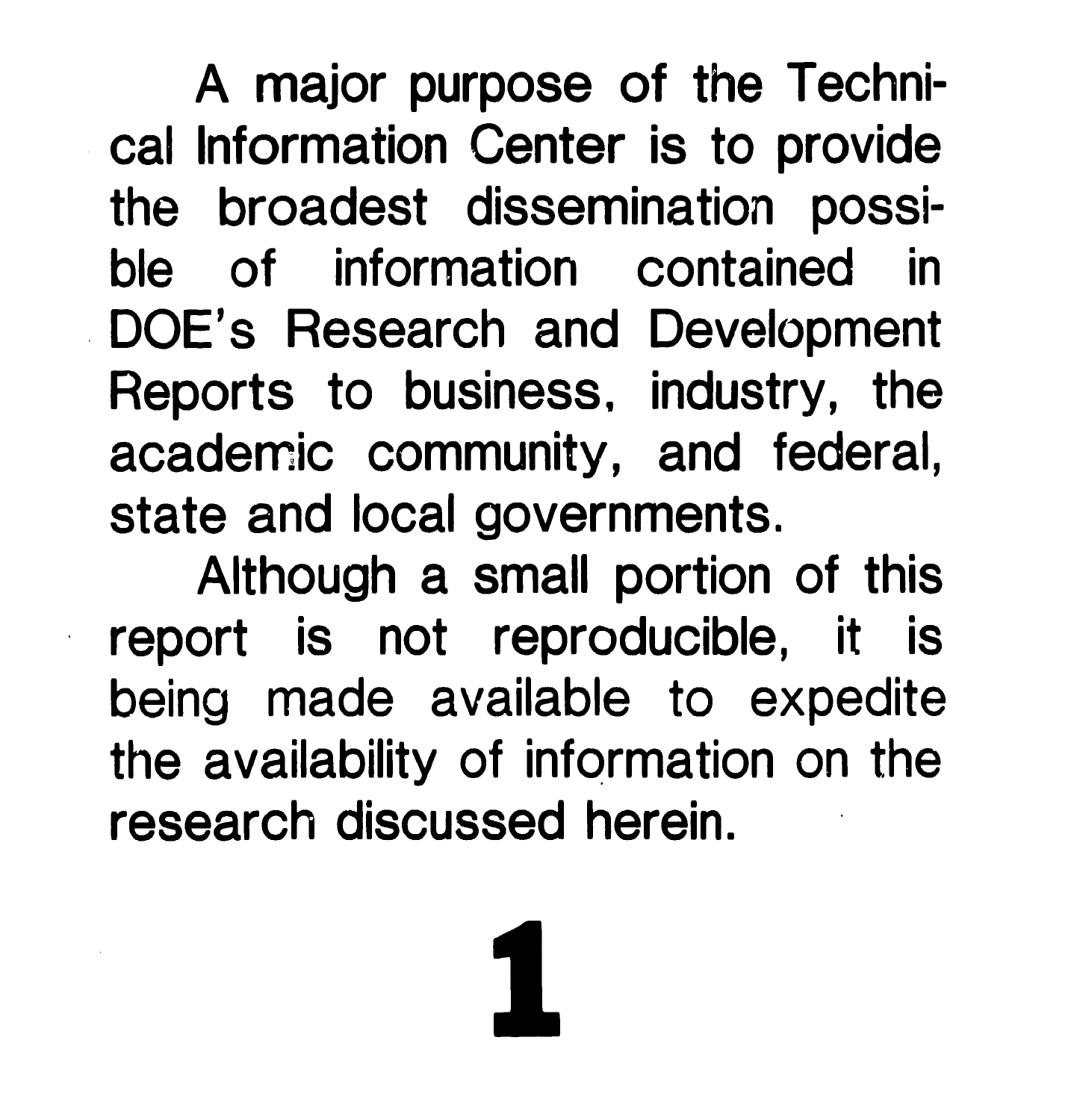A major purpose of the Technical Information Center is to provide the broadest dissemination possible of information contained in DOE's Research and Development Reports to business, industry, the academic community, and federal, state and local governments.

Although a small portion of this report is not reproducible, it is being made available to expedite the availability of information on the research discussed herein.

# 1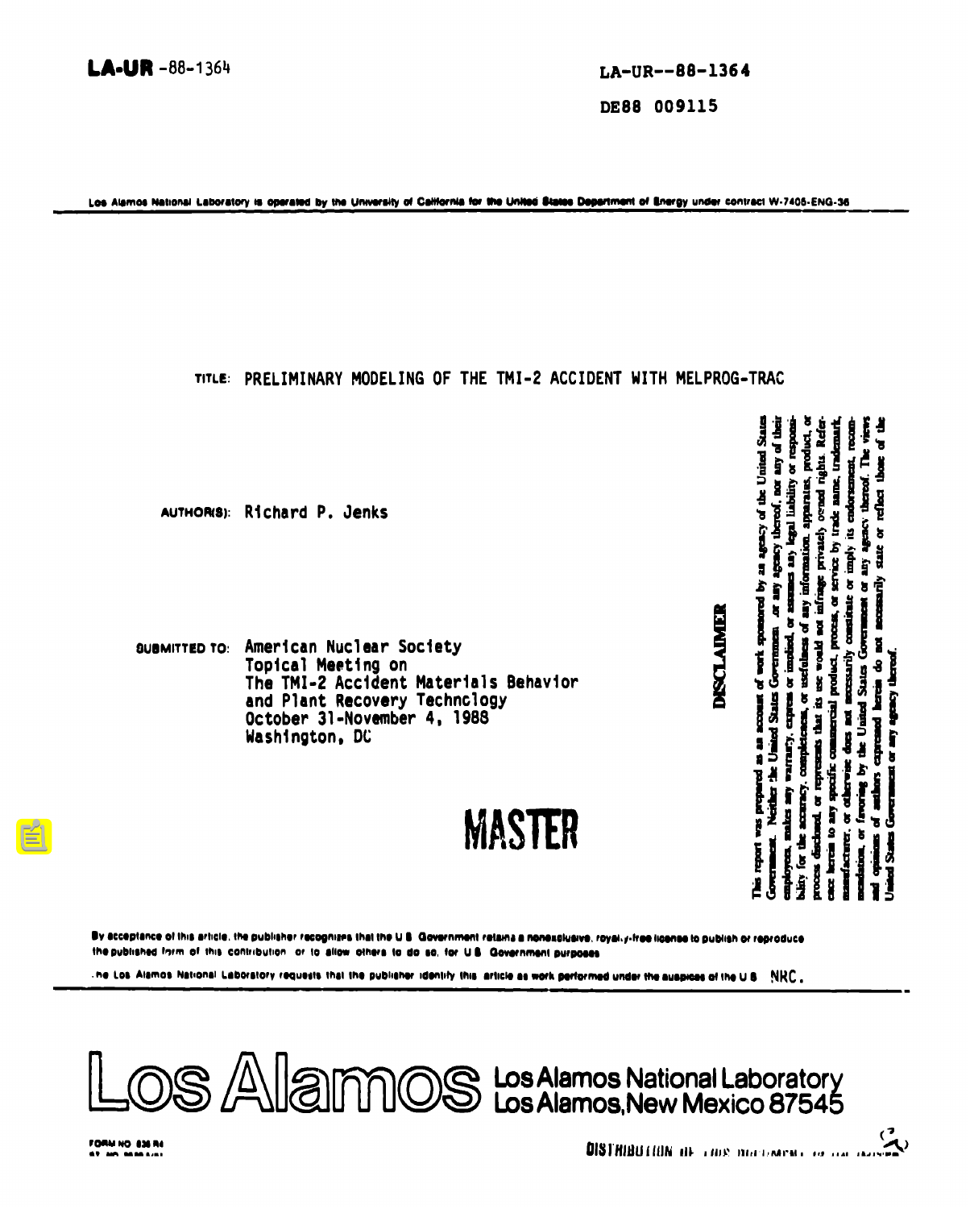**LA-UR** -88-1364

LA-UR--88-1364

DE88 009115

Los Alamos National Laboratory is operated by the University of California for the United States Department of Energy under contract W-7405-ENG-36

TITLE: PRELIMINARY MODELING OF THE TMI-2 ACCIDENT WITH MELPROG-TRAC

AUTHOR(S): Richard P. Jenks

SUBMITTED TO: American Nuclear Society
Topical Meeting on
The TMI-2 Accident Materials Behavior
and Plant Recovery Technology
October 31-November 4, 1988
Washington, DC

**DISCLAIMER**

This report was prepared as an account of work sponsored by an agency of the United States Government. Neither the United States Government nor any agency thereof, nor any of their employees, makes any warranty, express or implied, or assumes any legal liability or responsibility for the accuracy, completeness, or usefulness of any information, apparatus, product, or process disclosed, or represents that its use would not infringe privately owned rights. Reference herein to any specific commercial product, process, or service by trade name, trademark, manufacturer, or otherwise does not necessarily constitute or imply its endorsement, recommendation, or favoring by the United States Government or any agency thereof. The views and opinions of authors expressed herein do not necessarily state or reflect those of the United States Government or any agency thereof.

**MASTER**

By acceptance of this article, the publisher recognizes that the U.S. Government retains a nonexclusive, royalty-free license to publish or reproduce the published form of this contribution, or to allow others to do so, for U.S. Government purposes.

The Los Alamos National Laboratory requests that the publisher identify this article as work performed under the auspices of the U.S. NRC.

Los Alamos National Laboratory
Los Alamos, New Mexico 87545

FORM NO. 836 R4

DISTRIBUTION OF THIS DOCUMENT IS UNLIMITED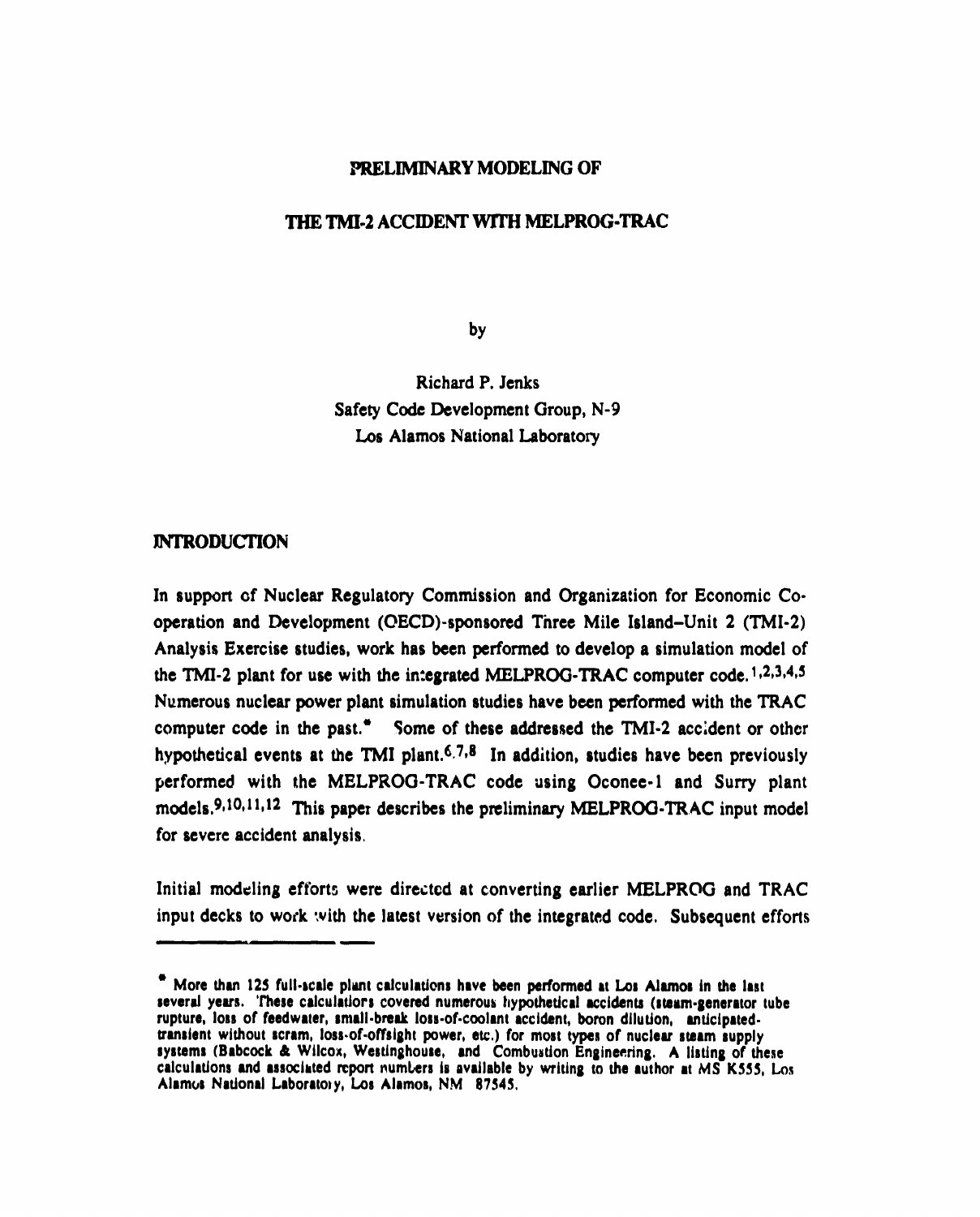# PRELIMINARY MODELING OF

# THE TMI-2 ACCIDENT WITH MELPROG-TRAC

by

Richard P. Jenks
Safety Code Development Group, N-9
Los Alamos National Laboratory

## INTRODUCTION

In support of Nuclear Regulatory Commission and Organization for Economic Co-operation and Development (OECD)-sponsored Three Mile Island–Unit 2 (TMI-2) Analysis Exercise studies, work has been performed to develop a simulation model of the TMI-2 plant for use with the integrated MELPROG-TRAC computer code.[1,2,3,4,5] Numerous nuclear power plant simulation studies have been performed with the TRAC computer code in the past.* Some of these addressed the TMI-2 accident or other hypothetical events at the TMI plant.[6,7,8] In addition, studies have been previously performed with the MELPROG-TRAC code using Oconee-1 and Surry plant models.[9,10,11,12] This paper describes the preliminary MELPROG-TRAC input model for severe accident analysis.

Initial modeling efforts were directed at converting earlier MELPROG and TRAC input decks to work with the latest version of the integrated code. Subsequent efforts

---

* More than 125 full-scale plant calculations have been performed at Los Alamos in the last several years. These calculations covered numerous hypothetical accidents (steam-generator tube rupture, loss of feedwater, small-break loss-of-coolant accident, boron dilution, anticipated-transient without scram, loss-of-offsight power, etc.) for most types of nuclear steam supply systems (Babcock & Wilcox, Westinghouse, and Combustion Engineering. A listing of these calculations and associated report numbers is available by writing to the author at MS K555, Los Alamos National Laboratory, Los Alamos, NM 87545.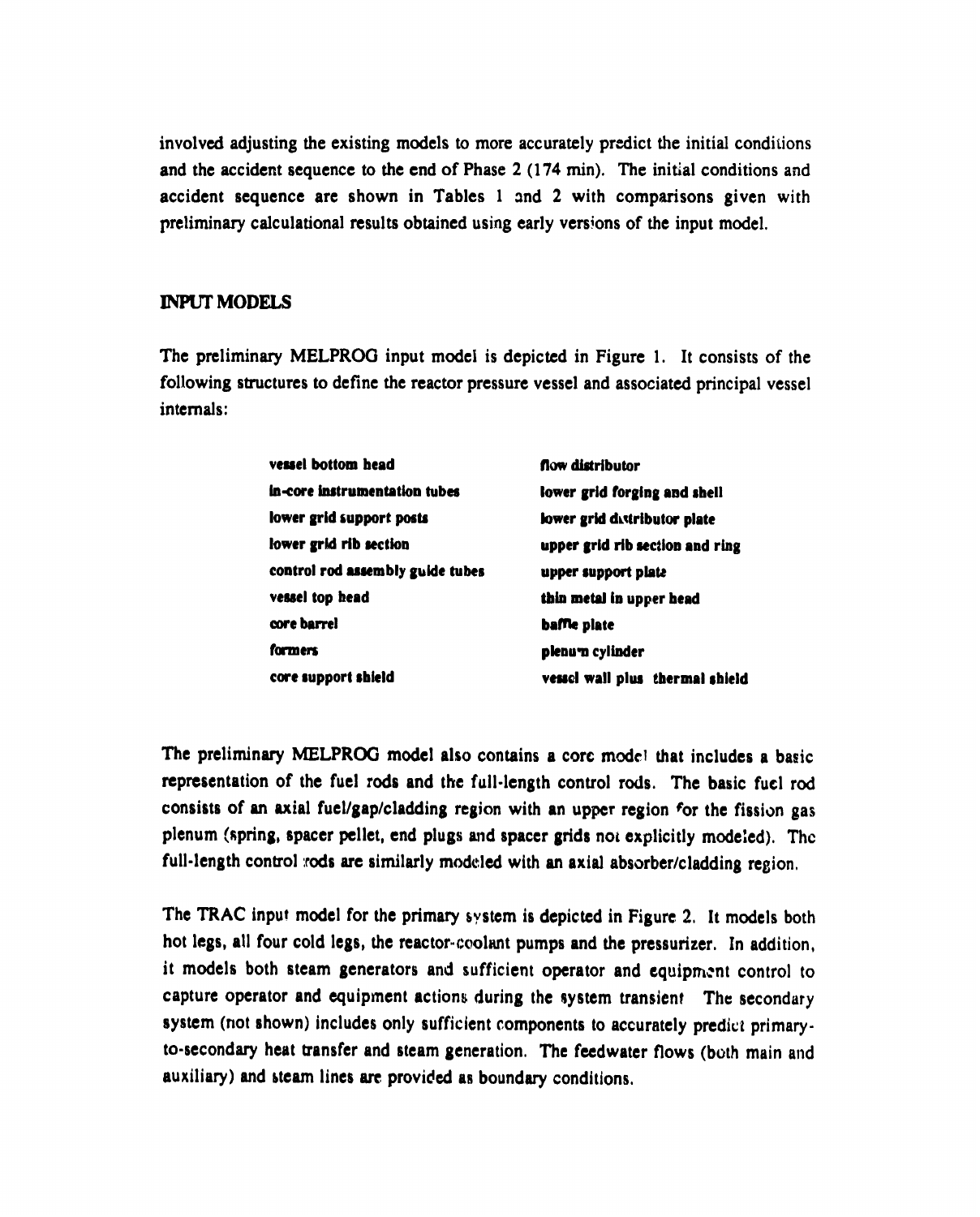involved adjusting the existing models to more accurately predict the initial conditions and the accident sequence to the end of Phase 2 (174 min). The initial conditions and accident sequence are shown in Tables 1 and 2 with comparisons given with preliminary calculational results obtained using early versions of the input model.

## INPUT MODELS

The preliminary MELPROG input model is depicted in Figure 1. It consists of the following structures to define the reactor pressure vessel and associated principal vessel internals:

| | |
|---|---|
| **vessel bottom head** | **flow distributor** |
| **in-core instrumentation tubes** | **lower grid forging and shell** |
| **lower grid support posts** | **lower grid distributor plate** |
| **lower grid rib section** | **upper grid rib section and ring** |
| **control rod assembly guide tubes** | **upper support plate** |
| **vessel top head** | **thin metal in upper head** |
| **core barrel** | **baffle plate** |
| **formers** | **plenum cylinder** |
| **core support shield** | **vessel wall plus thermal shield** |

The preliminary MELPROG model also contains a core model that includes a basic representation of the fuel rods and the full-length control rods. The basic fuel rod consists of an axial fuel/gap/cladding region with an upper region for the fission gas plenum (spring, spacer pellet, end plugs and spacer grids not explicitly modeled). The full-length control rods are similarly modeled with an axial absorber/cladding region.

The TRAC input model for the primary system is depicted in Figure 2. It models both hot legs, all four cold legs, the reactor-coolant pumps and the pressurizer. In addition, it models both steam generators and sufficient operator and equipment control to capture operator and equipment actions during the system transient. The secondary system (not shown) includes only sufficient components to accurately predict primary-to-secondary heat transfer and steam generation. The feedwater flows (both main and auxiliary) and steam lines are provided as boundary conditions.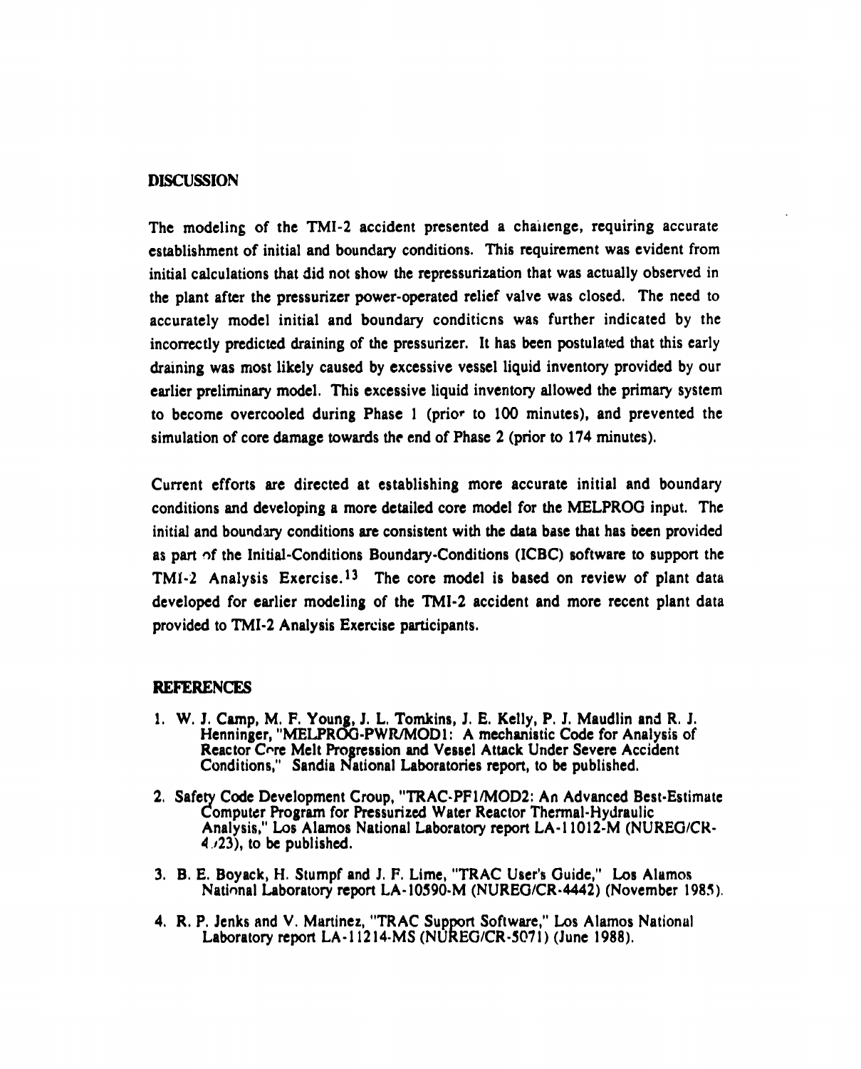## DISCUSSION

The modeling of the TMI-2 accident presented a challenge, requiring accurate establishment of initial and boundary conditions. This requirement was evident from initial calculations that did not show the repressurization that was actually observed in the plant after the pressurizer power-operated relief valve was closed. The need to accurately model initial and boundary conditions was further indicated by the incorrectly predicted draining of the pressurizer. It has been postulated that this early draining was most likely caused by excessive vessel liquid inventory provided by our earlier preliminary model. This excessive liquid inventory allowed the primary system to become overcooled during Phase 1 (prior to 100 minutes), and prevented the simulation of core damage towards the end of Phase 2 (prior to 174 minutes).

Current efforts are directed at establishing more accurate initial and boundary conditions and developing a more detailed core model for the MELPROG input. The initial and boundary conditions are consistent with the data base that has been provided as part of the Initial-Conditions Boundary-Conditions (ICBC) software to support the TMI-2 Analysis Exercise.[13] The core model is based on review of plant data developed for earlier modeling of the TMI-2 accident and more recent plant data provided to TMI-2 Analysis Exercise participants.

## REFERENCES

1. W. J. Camp, M. F. Young, J. L. Tomkins, J. E. Kelly, P. J. Maudlin and R. J. Henninger, "MELPROG-PWR/MOD1: A mechanistic Code for Analysis of Reactor Core Melt Progression and Vessel Attack Under Severe Accident Conditions," Sandia National Laboratories report, to be published.

2. Safety Code Development Group, "TRAC-PF1/MOD2: An Advanced Best-Estimate Computer Program for Pressurized Water Reactor Thermal-Hydraulic Analysis," Los Alamos National Laboratory report LA-11012-M (NUREG/CR-4723), to be published.

3. B. E. Boyack, H. Stumpf and J. F. Lime, "TRAC User's Guide," Los Alamos National Laboratory report LA-10590-M (NUREG/CR-4442) (November 1985).

4. R. P. Jenks and V. Martinez, "TRAC Support Software," Los Alamos National Laboratory report LA-11214-MS (NUREG/CR-5071) (June 1988).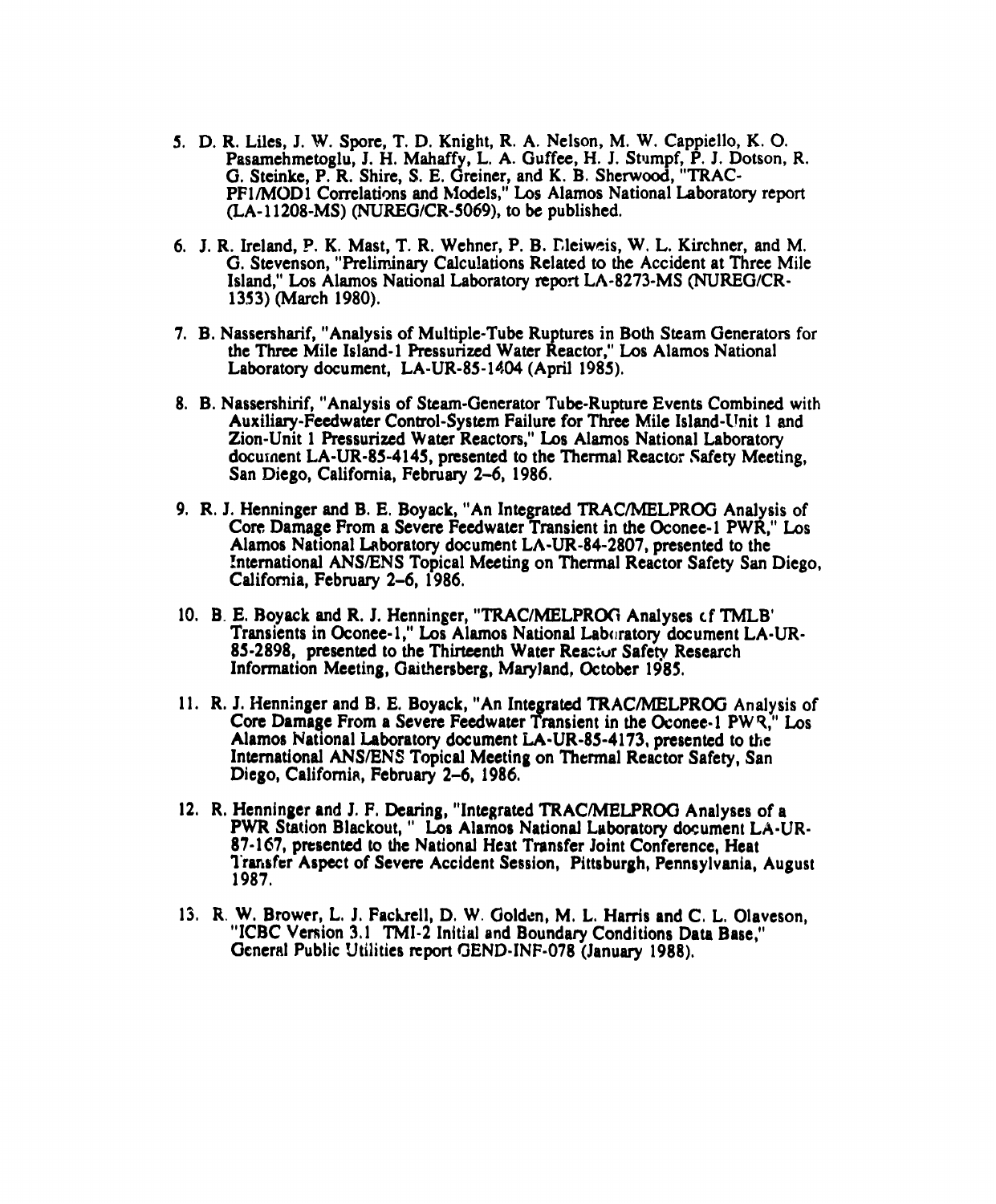5. D. R. Liles, J. W. Spore, T. D. Knight, R. A. Nelson, M. W. Cappiello, K. O. Pasamehmetoglu, J. H. Mahaffy, L. A. Guffee, H. J. Stumpf, P. J. Dotson, R. G. Steinke, P. R. Shire, S. E. Greiner, and K. B. Sherwood, "TRAC-PF1/MOD1 Correlations and Models," Los Alamos National Laboratory report (LA-11208-MS) (NUREG/CR-5069), to be published.

6. J. R. Ireland, P. K. Mast, T. R. Wehner, P. B. Bleiweis, W. L. Kirchner, and M. G. Stevenson, "Preliminary Calculations Related to the Accident at Three Mile Island," Los Alamos National Laboratory report LA-8273-MS (NUREG/CR-1353) (March 1980).

7. B. Nassersharif, "Analysis of Multiple-Tube Ruptures in Both Steam Generators for the Three Mile Island-1 Pressurized Water Reactor," Los Alamos National Laboratory document, LA-UR-85-1404 (April 1985).

8. B. Nassershirif, "Analysis of Steam-Generator Tube-Rupture Events Combined with Auxiliary-Feedwater Control-System Failure for Three Mile Island-Unit 1 and Zion-Unit 1 Pressurized Water Reactors," Los Alamos National Laboratory document LA-UR-85-4145, presented to the Thermal Reactor Safety Meeting, San Diego, California, February 2–6, 1986.

9. R. J. Henninger and B. E. Boyack, "An Integrated TRAC/MELPROG Analysis of Core Damage From a Severe Feedwater Transient in the Oconee-1 PWR," Los Alamos National Laboratory document LA-UR-84-2807, presented to the International ANS/ENS Topical Meeting on Thermal Reactor Safety San Diego, California, February 2–6, 1986.

10. B. E. Boyack and R. J. Henninger, "TRAC/MELPROG Analyses of TMLB' Transients in Oconee-1," Los Alamos National Laboratory document LA-UR-85-2898, presented to the Thirteenth Water Reactor Safety Research Information Meeting, Gaithersberg, Maryland, October 1985.

11. R. J. Henninger and B. E. Boyack, "An Integrated TRAC/MELPROG Analysis of Core Damage From a Severe Feedwater Transient in the Oconee-1 PWR," Los Alamos National Laboratory document LA-UR-85-4173, presented to the International ANS/ENS Topical Meeting on Thermal Reactor Safety, San Diego, California, February 2–6, 1986.

12. R. Henninger and J. F. Dearing, "Integrated TRAC/MELPROG Analyses of a PWR Station Blackout," Los Alamos National Laboratory document LA-UR-87-167, presented to the National Heat Transfer Joint Conference, Heat Transfer Aspect of Severe Accident Session, Pittsburgh, Pennsylvania, August 1987.

13. R. W. Brower, L. J. Fackrell, D. W. Golden, M. L. Harris and C. L. Olaveson, "ICBC Version 3.1 TMI-2 Initial and Boundary Conditions Data Base," General Public Utilities report GEND-INF-078 (January 1988).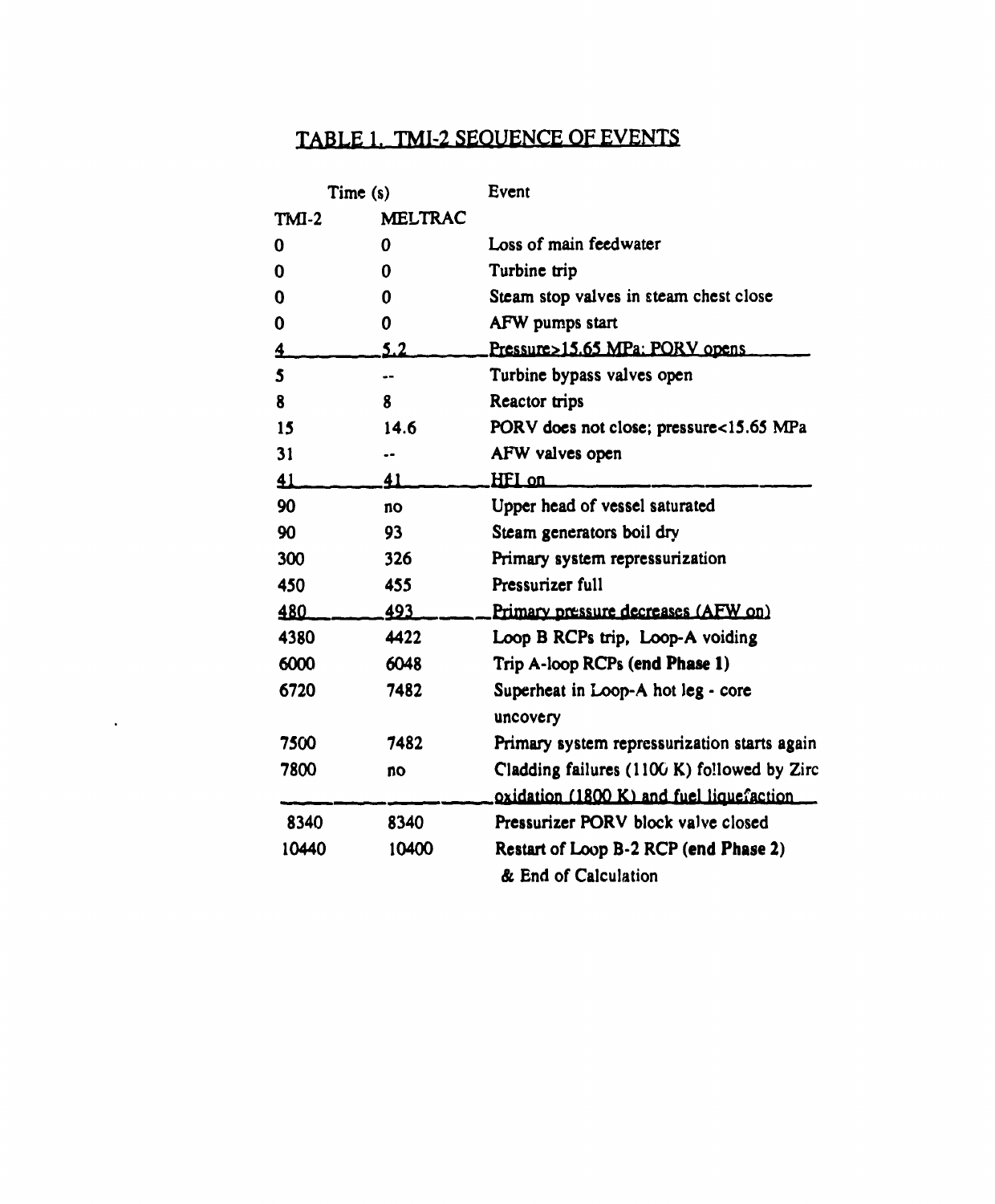# TABLE 1. TMI-2 SEQUENCE OF EVENTS

| Time (s) | | Event |
|---|---|---|
| TMI-2 | MELTRAC | |
| 0 | 0 | Loss of main feedwater |
| 0 | 0 | Turbine trip |
| 0 | 0 | Steam stop valves in steam chest close |
| 0 | 0 | AFW pumps start |
| 4 | 5.2 | Pressure>15.65 MPa: PORV opens |
| 5 | -- | Turbine bypass valves open |
| 8 | 8 | Reactor trips |
| 15 | 14.6 | PORV does not close; pressure<15.65 MPa |
| 31 | -- | AFW valves open |
| 41 | 41 | HPI on |
| 90 | no | Upper head of vessel saturated |
| 90 | 93 | Steam generators boil dry |
| 300 | 326 | Primary system repressurization |
| 450 | 455 | Pressurizer full |
| 480 | 493 | Primary pressure decreases (AFW on) |
| 4380 | 4422 | Loop B RCPs trip, Loop-A voiding |
| 6000 | 6048 | Trip A-loop RCPs **(end Phase 1)** |
| 6720 | 7482 | Superheat in Loop-A hot leg - core uncovery |
| 7500 | 7482 | Primary system repressurization starts again |
| 7800 | no | Cladding failures (1100 K) followed by Zirc oxidation (1800 K) and fuel liquefaction |
| 8340 | 8340 | Pressurizer PORV block valve closed |
| 10440 | 10400 | **Restart of Loop B-2 RCP (end Phase 2) & End of Calculation** |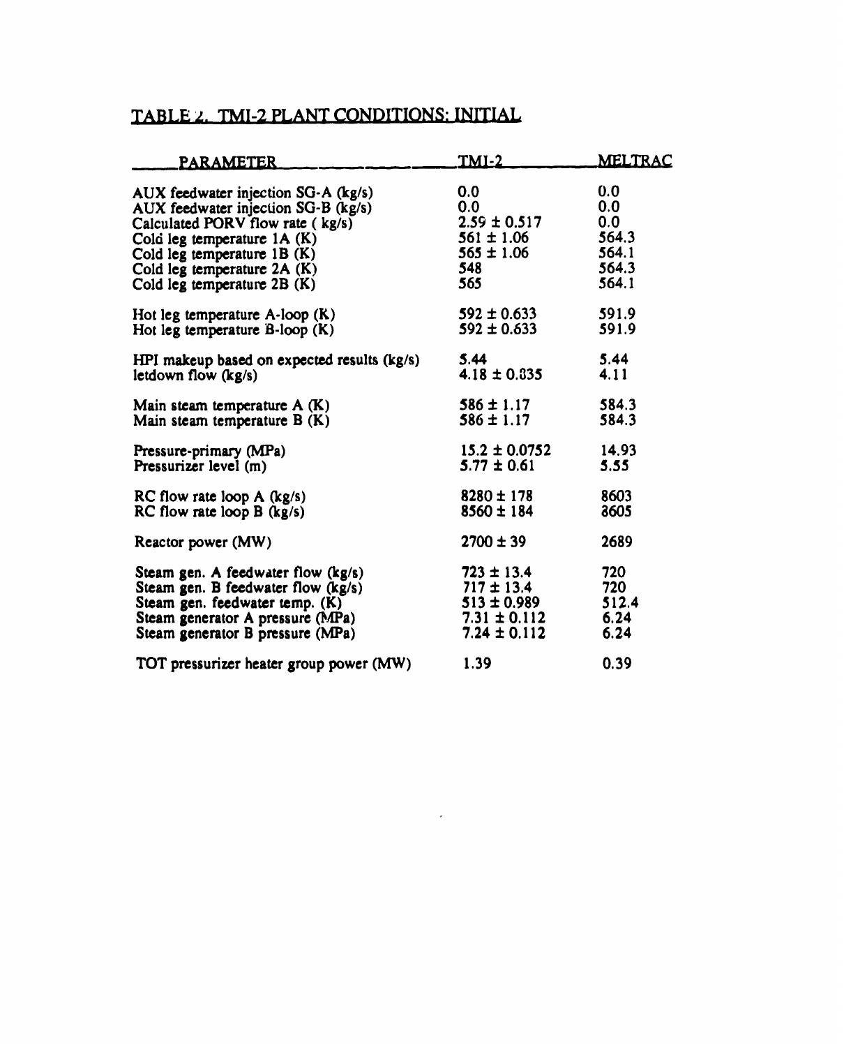## TABLE 2. TMI-2 PLANT CONDITIONS: INITIAL

| PARAMETER | TMI-2 | MELTRAC |
|---|---|---|
| AUX feedwater injection SG-A (kg/s) | 0.0 | 0.0 |
| AUX feedwater injection SG-B (kg/s) | 0.0 | 0.0 |
| Calculated PORV flow rate ( kg/s) | 2.59 ± 0.517 | 0.0 |
| Cold leg temperature 1A (K) | 561 ± 1.06 | 564.3 |
| Cold leg temperature 1B (K) | 565 ± 1.06 | 564.1 |
| Cold leg temperature 2A (K) | 548 | 564.3 |
| Cold leg temperature 2B (K) | 565 | 564.1 |
| Hot leg temperature A-loop (K) | 592 ± 0.633 | 591.9 |
| Hot leg temperature B-loop (K) | 592 ± 0.633 | 591.9 |
| HPI makeup based on expected results (kg/s) | 5.44 | 5.44 |
| letdown flow (kg/s) | 4.18 ± 0.835 | 4.11 |
| Main steam temperature A (K) | 586 ± 1.17 | 584.3 |
| Main steam temperature B (K) | 586 ± 1.17 | 584.3 |
| Pressure-primary (MPa) | 15.2 ± 0.0752 | 14.93 |
| Pressurizer level (m) | 5.77 ± 0.61 | 5.55 |
| RC flow rate loop A (kg/s) | 8280 ± 178 | 8603 |
| RC flow rate loop B (kg/s) | 8560 ± 184 | 8605 |
| Reactor power (MW) | 2700 ± 39 | 2689 |
| Steam gen. A feedwater flow (kg/s) | 723 ± 13.4 | 720 |
| Steam gen. B feedwater flow (kg/s) | 717 ± 13.4 | 720 |
| Steam gen. feedwater temp. (K) | 513 ± 0.989 | 512.4 |
| Steam generator A pressure (MPa) | 7.31 ± 0.112 | 6.24 |
| Steam generator B pressure (MPa) | 7.24 ± 0.112 | 6.24 |
| TOT pressurizer heater group power (MW) | 1.39 | 0.39 |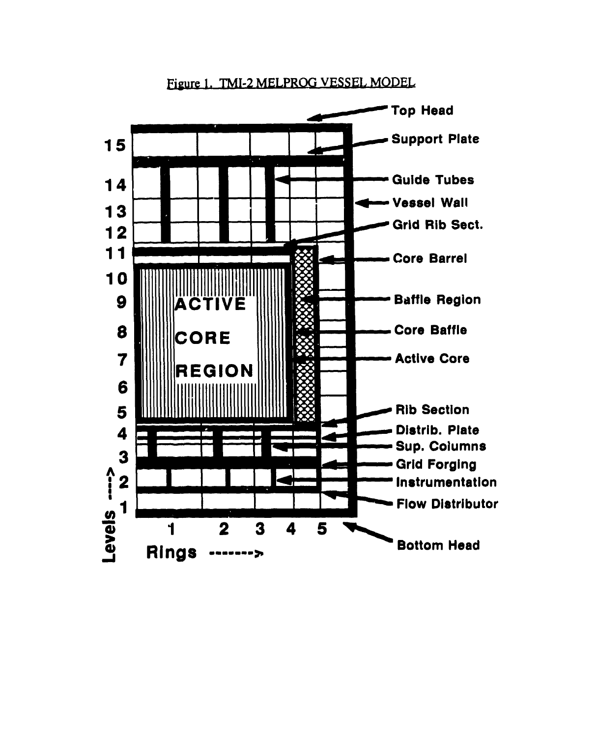Figure 1. TMI-2 MELPROG VESSEL MODEL

Top Head

Support Plate

Guide Tubes

Vessel Wall

Grid Rib Sect.

Core Barrel

Baffle Region

Core Baffle

Active Core

Rib Section

Distrib. Plate

Sup. Columns

Grid Forging

Instrumentation

Flow Distributor

Bottom Head

ACTIVE CORE REGION

Levels ---->

Rings ------->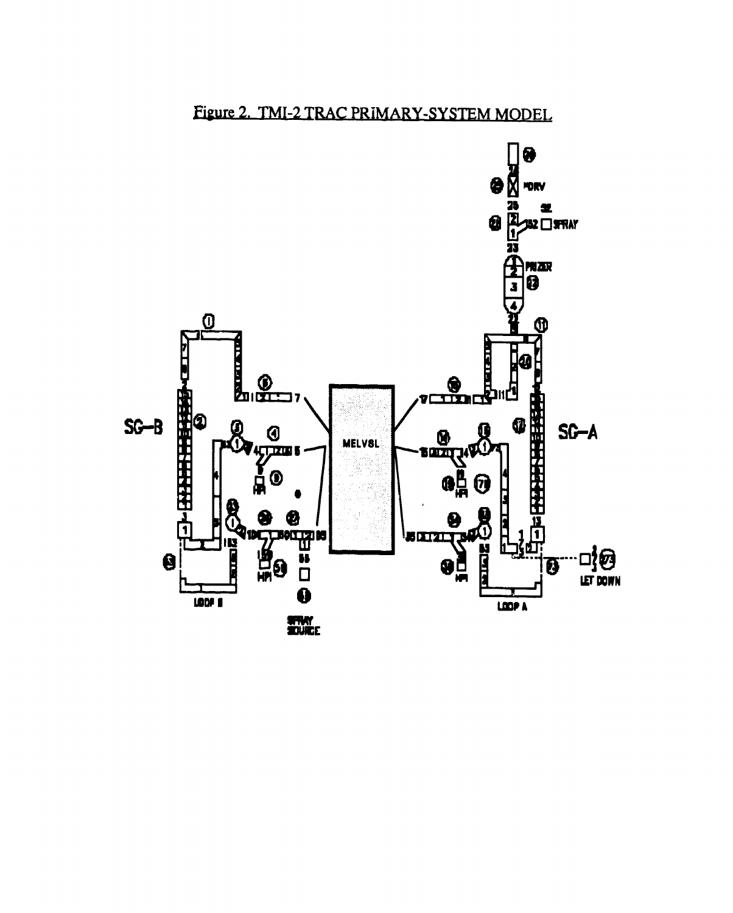Figure 2. TMI-2 TRAC PRIMARY-SYSTEM MODEL

PORV

SPRAY

PRIZER

SG-B

SG-A

MELVSL

HPI

HPI

HPI

HPI

LOOP B

LOOP A

SPRAY SOURCE

LET DOWN